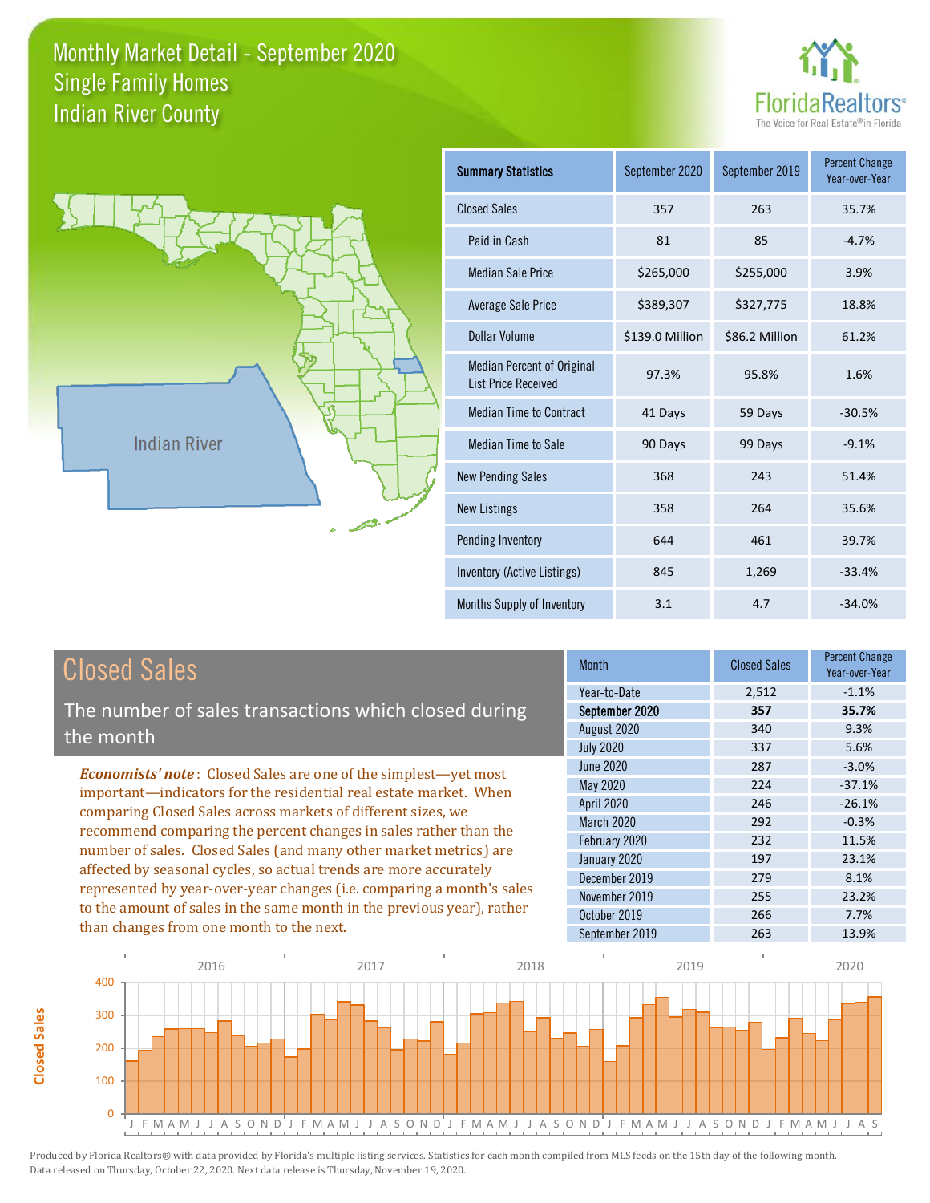# Monthly Market Detail - September 2020
## Single Family Homes
## Indian River County

FloridaRealtors® The Voice for Real Estate® in Florida

Indian River

| Summary Statistics | September 2020 | September 2019 | Percent Change Year-over-Year |
|---|---|---|---|
| Closed Sales | 357 | 263 | 35.7% |
| Paid in Cash | 81 | 85 | -4.7% |
| Median Sale Price | $265,000 | $255,000 | 3.9% |
| Average Sale Price | $389,307 | $327,775 | 18.8% |
| Dollar Volume | $139.0 Million | $86.2 Million | 61.2% |
| Median Percent of Original List Price Received | 97.3% | 95.8% | 1.6% |
| Median Time to Contract | 41 Days | 59 Days | -30.5% |
| Median Time to Sale | 90 Days | 99 Days | -9.1% |
| New Pending Sales | 368 | 243 | 51.4% |
| New Listings | 358 | 264 | 35.6% |
| Pending Inventory | 644 | 461 | 39.7% |
| Inventory (Active Listings) | 845 | 1,269 | -33.4% |
| Months Supply of Inventory | 3.1 | 4.7 | -34.0% |

## Closed Sales

The number of sales transactions which closed during the month

***Economists' note***: Closed Sales are one of the simplest—yet most important—indicators for the residential real estate market. When comparing Closed Sales across markets of different sizes, we recommend comparing the percent changes in sales rather than the number of sales. Closed Sales (and many other market metrics) are affected by seasonal cycles, so actual trends are more accurately represented by year-over-year changes (i.e. comparing a month's sales to the amount of sales in the same month in the previous year), rather than changes from one month to the next.

| Month | Closed Sales | Percent Change Year-over-Year |
|---|---|---|
| Year-to-Date | 2,512 | -1.1% |
| **September 2020** | **357** | **35.7%** |
| August 2020 | 340 | 9.3% |
| July 2020 | 337 | 5.6% |
| June 2020 | 287 | -3.0% |
| May 2020 | 224 | -37.1% |
| April 2020 | 246 | -26.1% |
| March 2020 | 292 | -0.3% |
| February 2020 | 232 | 11.5% |
| January 2020 | 197 | 23.1% |
| December 2019 | 279 | 8.1% |
| November 2019 | 255 | 23.2% |
| October 2019 | 266 | 7.7% |
| September 2019 | 263 | 13.9% |

Produced by Florida Realtors® with data provided by Florida's multiple listing services. Statistics for each month compiled from MLS feeds on the 15th day of the following month. Data released on Thursday, October 22, 2020. Next data release is Thursday, November 19, 2020.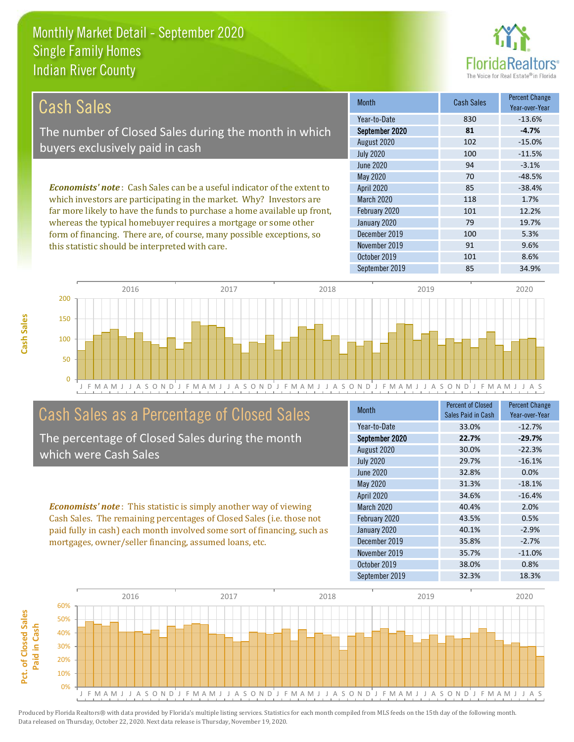# Monthly Market Detail - September 2020
## Single Family Homes
## Indian River County

## Cash Sales

The number of Closed Sales during the month in which buyers exclusively paid in cash

***Economists' note***: Cash Sales can be a useful indicator of the extent to which investors are participating in the market. Why? Investors are far more likely to have the funds to purchase a home available up front, whereas the typical homebuyer requires a mortgage or some other form of financing. There are, of course, many possible exceptions, so this statistic should be interpreted with care.

| Month | Cash Sales | Percent Change Year-over-Year |
| --- | --- | --- |
| Year-to-Date | 830 | -13.6% |
| **September 2020** | **81** | **-4.7%** |
| August 2020 | 102 | -15.0% |
| July 2020 | 100 | -11.5% |
| June 2020 | 94 | -3.1% |
| May 2020 | 70 | -48.5% |
| April 2020 | 85 | -38.4% |
| March 2020 | 118 | 1.7% |
| February 2020 | 101 | 12.2% |
| January 2020 | 79 | 19.7% |
| December 2019 | 100 | 5.3% |
| November 2019 | 91 | 9.6% |
| October 2019 | 101 | 8.6% |
| September 2019 | 85 | 34.9% |

## Cash Sales as a Percentage of Closed Sales

The percentage of Closed Sales during the month which were Cash Sales

***Economists' note***: This statistic is simply another way of viewing Cash Sales. The remaining percentages of Closed Sales (i.e. those not paid fully in cash) each month involved some sort of financing, such as mortgages, owner/seller financing, assumed loans, etc.

| Month | Percent of Closed Sales Paid in Cash | Percent Change Year-over-Year |
| --- | --- | --- |
| Year-to-Date | 33.0% | -12.7% |
| **September 2020** | **22.7%** | **-29.7%** |
| August 2020 | 30.0% | -22.3% |
| July 2020 | 29.7% | -16.1% |
| June 2020 | 32.8% | 0.0% |
| May 2020 | 31.3% | -18.1% |
| April 2020 | 34.6% | -16.4% |
| March 2020 | 40.4% | 2.0% |
| February 2020 | 43.5% | 0.5% |
| January 2020 | 40.1% | -2.9% |
| December 2019 | 35.8% | -2.7% |
| November 2019 | 35.7% | -11.0% |
| October 2019 | 38.0% | 0.8% |
| September 2019 | 32.3% | 18.3% |

Produced by Florida Realtors® with data provided by Florida's multiple listing services. Statistics for each month compiled from MLS feeds on the 15th day of the following month. Data released on Thursday, October 22, 2020. Next data release is Thursday, November 19, 2020.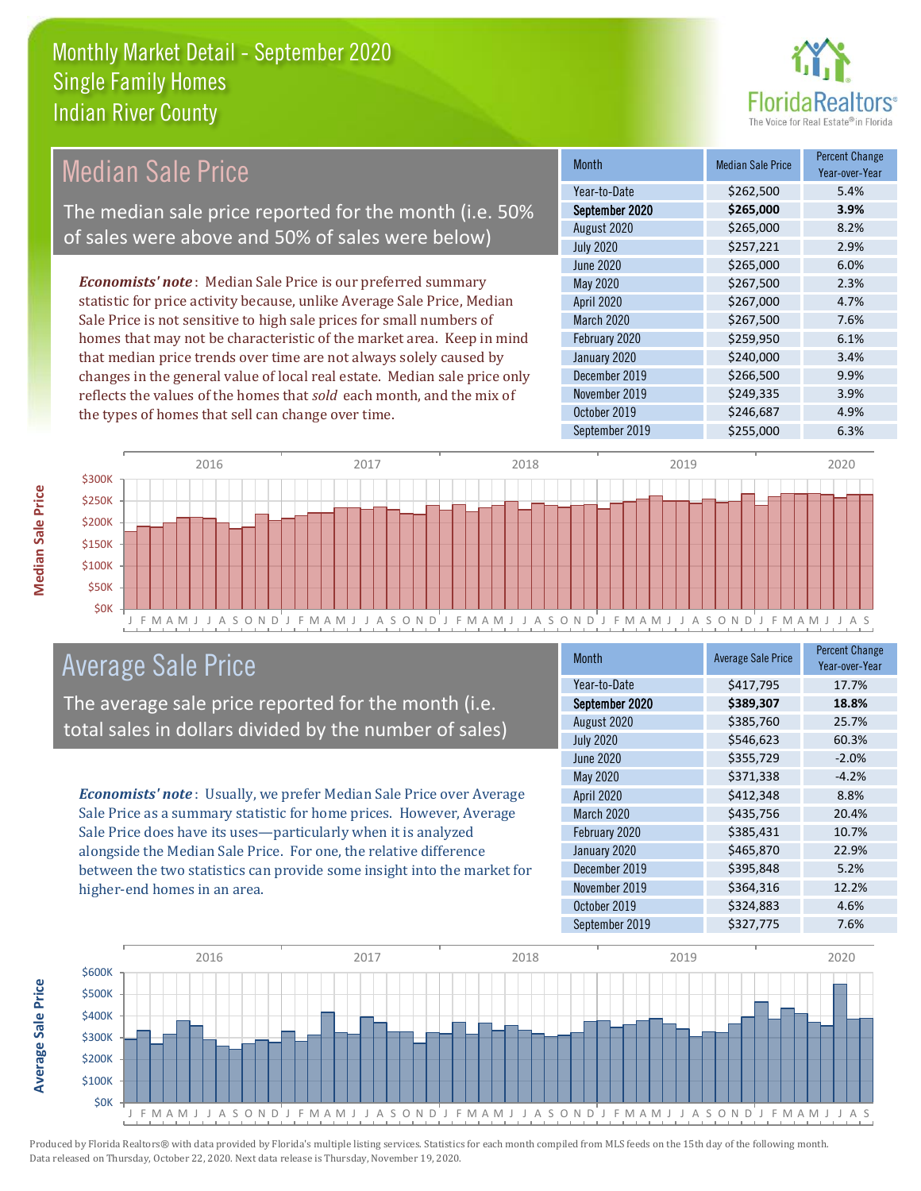Monthly Market Detail - September 2020
Single Family Homes
Indian River County

## Median Sale Price

The median sale price reported for the month (i.e. 50% of sales were above and 50% of sales were below)

***Economists' note***: Median Sale Price is our preferred summary statistic for price activity because, unlike Average Sale Price, Median Sale Price is not sensitive to high sale prices for small numbers of homes that may not be characteristic of the market area. Keep in mind that median price trends over time are not always solely caused by changes in the general value of local real estate. Median sale price only reflects the values of the homes that *sold* each month, and the mix of the types of homes that sell can change over time.

| Month | Median Sale Price | Percent Change Year-over-Year |
|---|---|---|
| Year-to-Date | $262,500 | 5.4% |
| **September 2020** | **$265,000** | **3.9%** |
| August 2020 | $265,000 | 8.2% |
| July 2020 | $257,221 | 2.9% |
| June 2020 | $265,000 | 6.0% |
| May 2020 | $267,500 | 2.3% |
| April 2020 | $267,000 | 4.7% |
| March 2020 | $267,500 | 7.6% |
| February 2020 | $259,950 | 6.1% |
| January 2020 | $240,000 | 3.4% |
| December 2019 | $266,500 | 9.9% |
| November 2019 | $249,335 | 3.9% |
| October 2019 | $246,687 | 4.9% |
| September 2019 | $255,000 | 6.3% |

## Average Sale Price

The average sale price reported for the month (i.e. total sales in dollars divided by the number of sales)

***Economists' note***: Usually, we prefer Median Sale Price over Average Sale Price as a summary statistic for home prices. However, Average Sale Price does have its uses—particularly when it is analyzed alongside the Median Sale Price. For one, the relative difference between the two statistics can provide some insight into the market for higher-end homes in an area.

| Month | Average Sale Price | Percent Change Year-over-Year |
|---|---|---|
| Year-to-Date | $417,795 | 17.7% |
| **September 2020** | **$389,307** | **18.8%** |
| August 2020 | $385,760 | 25.7% |
| July 2020 | $546,623 | 60.3% |
| June 2020 | $355,729 | -2.0% |
| May 2020 | $371,338 | -4.2% |
| April 2020 | $412,348 | 8.8% |
| March 2020 | $435,756 | 20.4% |
| February 2020 | $385,431 | 10.7% |
| January 2020 | $465,870 | 22.9% |
| December 2019 | $395,848 | 5.2% |
| November 2019 | $364,316 | 12.2% |
| October 2019 | $324,883 | 4.6% |
| September 2019 | $327,775 | 7.6% |

Produced by Florida Realtors® with data provided by Florida's multiple listing services. Statistics for each month compiled from MLS feeds on the 15th day of the following month. Data released on Thursday, October 22, 2020. Next data release is Thursday, November 19, 2020.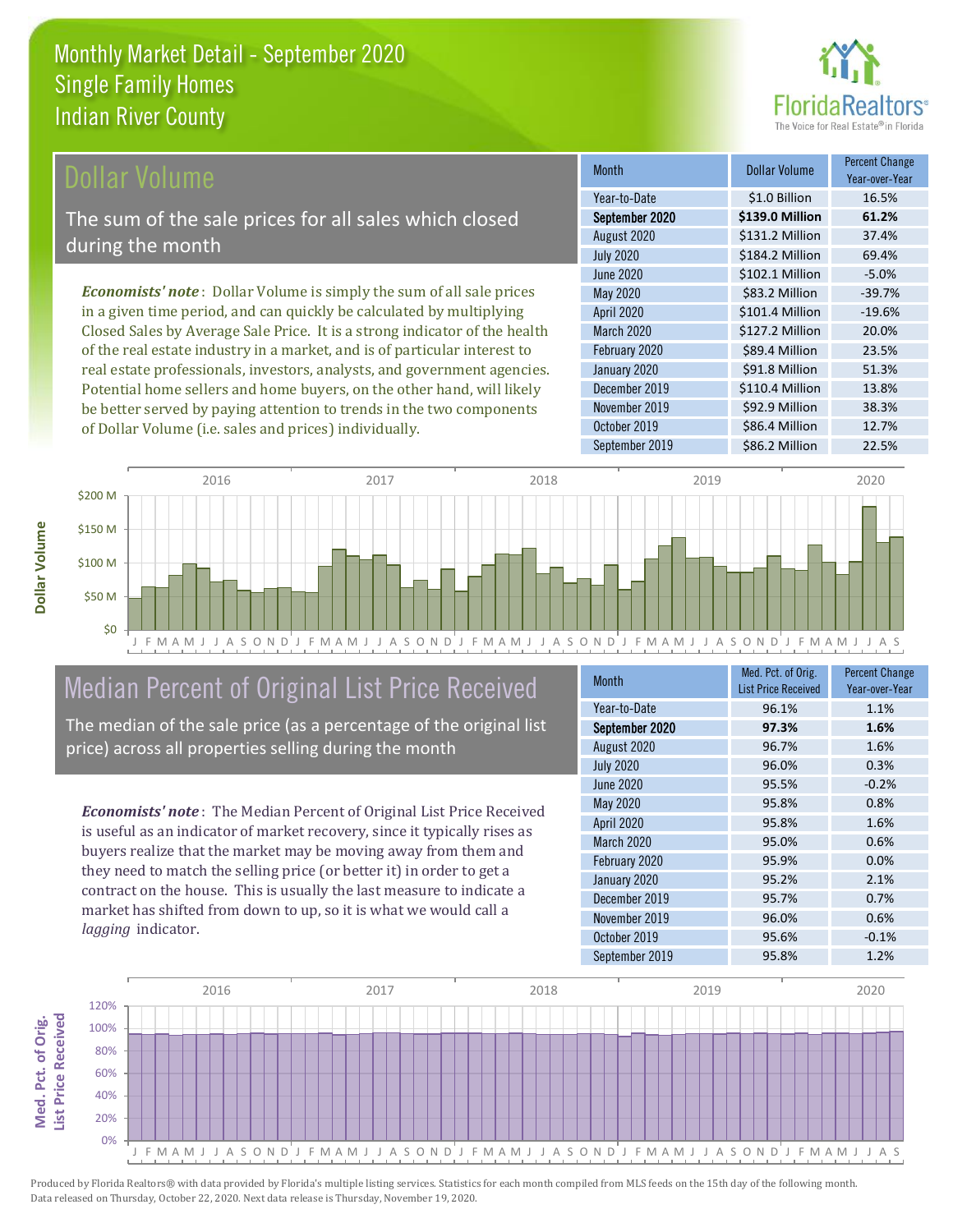# Monthly Market Detail - September 2020
## Single Family Homes
## Indian River County

## Dollar Volume

The sum of the sale prices for all sales which closed during the month

*Economists' note*: Dollar Volume is simply the sum of all sale prices in a given time period, and can quickly be calculated by multiplying Closed Sales by Average Sale Price. It is a strong indicator of the health of the real estate industry in a market, and is of particular interest to real estate professionals, investors, analysts, and government agencies. Potential home sellers and home buyers, on the other hand, will likely be better served by paying attention to trends in the two components of Dollar Volume (i.e. sales and prices) individually.

| Month | Dollar Volume | Percent Change Year-over-Year |
|---|---|---|
| Year-to-Date | $1.0 Billion | 16.5% |
| **September 2020** | **$139.0 Million** | **61.2%** |
| August 2020 | $131.2 Million | 37.4% |
| July 2020 | $184.2 Million | 69.4% |
| June 2020 | $102.1 Million | -5.0% |
| May 2020 | $83.2 Million | -39.7% |
| April 2020 | $101.4 Million | -19.6% |
| March 2020 | $127.2 Million | 20.0% |
| February 2020 | $89.4 Million | 23.5% |
| January 2020 | $91.8 Million | 51.3% |
| December 2019 | $110.4 Million | 13.8% |
| November 2019 | $92.9 Million | 38.3% |
| October 2019 | $86.4 Million | 12.7% |
| September 2019 | $86.2 Million | 22.5% |

## Median Percent of Original List Price Received

The median of the sale price (as a percentage of the original list price) across all properties selling during the month

*Economists' note*: The Median Percent of Original List Price Received is useful as an indicator of market recovery, since it typically rises as buyers realize that the market may be moving away from them and they need to match the selling price (or better it) in order to get a contract on the house. This is usually the last measure to indicate a market has shifted from down to up, so it is what we would call a *lagging* indicator.

| Month | Med. Pct. of Orig. List Price Received | Percent Change Year-over-Year |
|---|---|---|
| Year-to-Date | 96.1% | 1.1% |
| **September 2020** | **97.3%** | **1.6%** |
| August 2020 | 96.7% | 1.6% |
| July 2020 | 96.0% | 0.3% |
| June 2020 | 95.5% | -0.2% |
| May 2020 | 95.8% | 0.8% |
| April 2020 | 95.8% | 1.6% |
| March 2020 | 95.0% | 0.6% |
| February 2020 | 95.9% | 0.0% |
| January 2020 | 95.2% | 2.1% |
| December 2019 | 95.7% | 0.7% |
| November 2019 | 96.0% | 0.6% |
| October 2019 | 95.6% | -0.1% |
| September 2019 | 95.8% | 1.2% |

Produced by Florida Realtors® with data provided by Florida's multiple listing services. Statistics for each month compiled from MLS feeds on the 15th day of the following month. Data released on Thursday, October 22, 2020. Next data release is Thursday, November 19, 2020.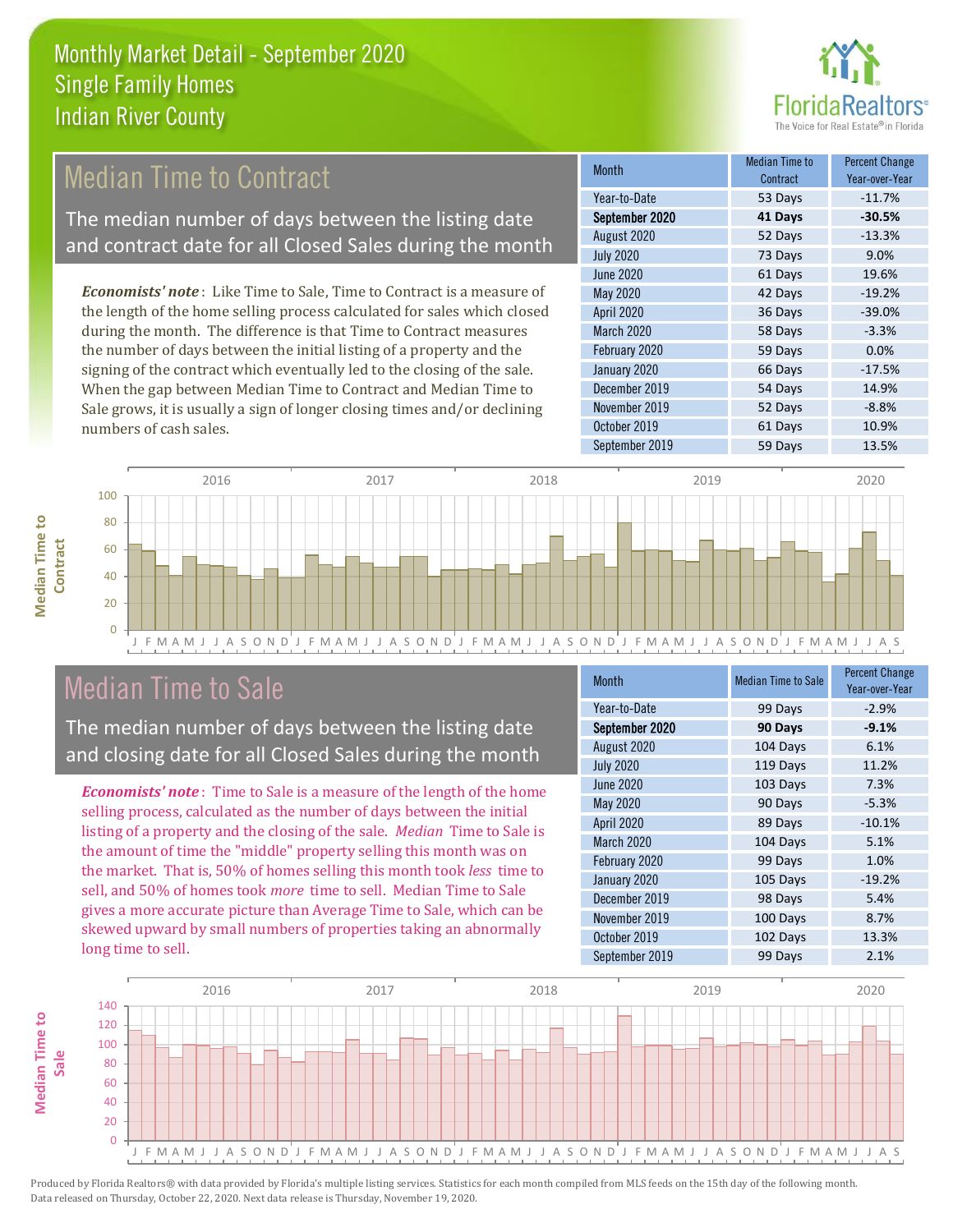# Monthly Market Detail - September 2020
## Single Family Homes
## Indian River County

## Median Time to Contract

The median number of days between the listing date and contract date for all Closed Sales during the month

*Economists' note*: Like Time to Sale, Time to Contract is a measure of the length of the home selling process calculated for sales which closed during the month. The difference is that Time to Contract measures the number of days between the initial listing of a property and the signing of the contract which eventually led to the closing of the sale. When the gap between Median Time to Contract and Median Time to Sale grows, it is usually a sign of longer closing times and/or declining numbers of cash sales.

| Month | Median Time to Contract | Percent Change Year-over-Year |
|---|---|---|
| Year-to-Date | 53 Days | -11.7% |
| **September 2020** | **41 Days** | **-30.5%** |
| August 2020 | 52 Days | -13.3% |
| July 2020 | 73 Days | 9.0% |
| June 2020 | 61 Days | 19.6% |
| May 2020 | 42 Days | -19.2% |
| April 2020 | 36 Days | -39.0% |
| March 2020 | 58 Days | -3.3% |
| February 2020 | 59 Days | 0.0% |
| January 2020 | 66 Days | -17.5% |
| December 2019 | 54 Days | 14.9% |
| November 2019 | 52 Days | -8.8% |
| October 2019 | 61 Days | 10.9% |
| September 2019 | 59 Days | 13.5% |

## Median Time to Sale

The median number of days between the listing date and closing date for all Closed Sales during the month

*Economists' note*: Time to Sale is a measure of the length of the home selling process, calculated as the number of days between the initial listing of a property and the closing of the sale. *Median* Time to Sale is the amount of time the "middle" property selling this month was on the market. That is, 50% of homes selling this month took *less* time to sell, and 50% of homes took *more* time to sell. Median Time to Sale gives a more accurate picture than Average Time to Sale, which can be skewed upward by small numbers of properties taking an abnormally long time to sell.

| Month | Median Time to Sale | Percent Change Year-over-Year |
|---|---|---|
| Year-to-Date | 99 Days | -2.9% |
| **September 2020** | **90 Days** | **-9.1%** |
| August 2020 | 104 Days | 6.1% |
| July 2020 | 119 Days | 11.2% |
| June 2020 | 103 Days | 7.3% |
| May 2020 | 90 Days | -5.3% |
| April 2020 | 89 Days | -10.1% |
| March 2020 | 104 Days | 5.1% |
| February 2020 | 99 Days | 1.0% |
| January 2020 | 105 Days | -19.2% |
| December 2019 | 98 Days | 5.4% |
| November 2019 | 100 Days | 8.7% |
| October 2019 | 102 Days | 13.3% |
| September 2019 | 99 Days | 2.1% |

Produced by Florida Realtors® with data provided by Florida's multiple listing services. Statistics for each month compiled from MLS feeds on the 15th day of the following month. Data released on Thursday, October 22, 2020. Next data release is Thursday, November 19, 2020.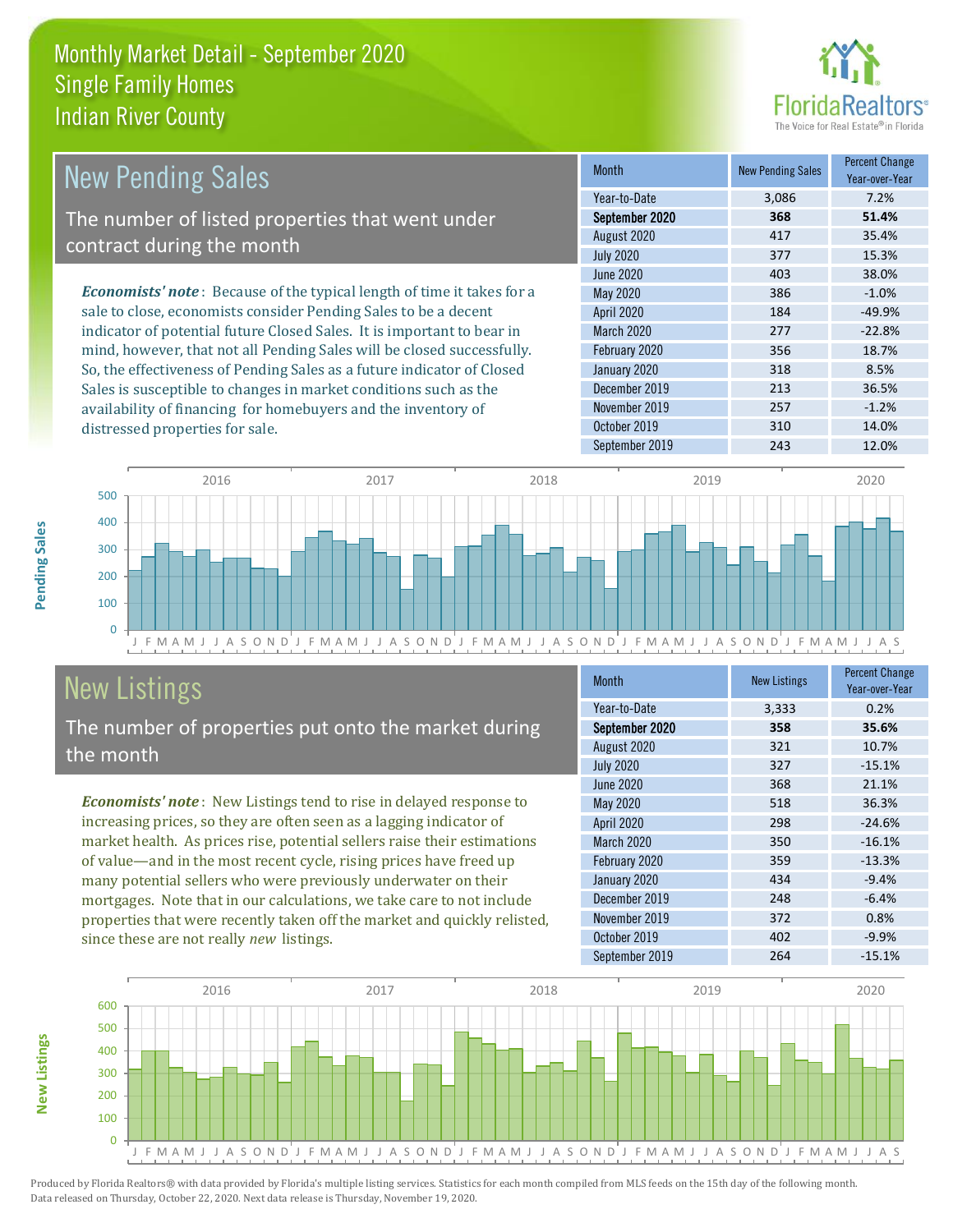# Monthly Market Detail - September 2020
## Single Family Homes
## Indian River County

## New Pending Sales

The number of listed properties that went under contract during the month

*Economists' note*: Because of the typical length of time it takes for a sale to close, economists consider Pending Sales to be a decent indicator of potential future Closed Sales. It is important to bear in mind, however, that not all Pending Sales will be closed successfully. So, the effectiveness of Pending Sales as a future indicator of Closed Sales is susceptible to changes in market conditions such as the availability of financing for homebuyers and the inventory of distressed properties for sale.

| Month | New Pending Sales | Percent Change Year-over-Year |
|---|---|---|
| Year-to-Date | 3,086 | 7.2% |
| **September 2020** | **368** | **51.4%** |
| August 2020 | 417 | 35.4% |
| July 2020 | 377 | 15.3% |
| June 2020 | 403 | 38.0% |
| May 2020 | 386 | -1.0% |
| April 2020 | 184 | -49.9% |
| March 2020 | 277 | -22.8% |
| February 2020 | 356 | 18.7% |
| January 2020 | 318 | 8.5% |
| December 2019 | 213 | 36.5% |
| November 2019 | 257 | -1.2% |
| October 2019 | 310 | 14.0% |
| September 2019 | 243 | 12.0% |

## New Listings

The number of properties put onto the market during the month

*Economists' note*: New Listings tend to rise in delayed response to increasing prices, so they are often seen as a lagging indicator of market health. As prices rise, potential sellers raise their estimations of value—and in the most recent cycle, rising prices have freed up many potential sellers who were previously underwater on their mortgages. Note that in our calculations, we take care to not include properties that were recently taken off the market and quickly relisted, since these are not really *new* listings.

| Month | New Listings | Percent Change Year-over-Year |
|---|---|---|
| Year-to-Date | 3,333 | 0.2% |
| **September 2020** | **358** | **35.6%** |
| August 2020 | 321 | 10.7% |
| July 2020 | 327 | -15.1% |
| June 2020 | 368 | 21.1% |
| May 2020 | 518 | 36.3% |
| April 2020 | 298 | -24.6% |
| March 2020 | 350 | -16.1% |
| February 2020 | 359 | -13.3% |
| January 2020 | 434 | -9.4% |
| December 2019 | 248 | -6.4% |
| November 2019 | 372 | 0.8% |
| October 2019 | 402 | -9.9% |
| September 2019 | 264 | -15.1% |

Produced by Florida Realtors® with data provided by Florida's multiple listing services. Statistics for each month compiled from MLS feeds on the 15th day of the following month. Data released on Thursday, October 22, 2020. Next data release is Thursday, November 19, 2020.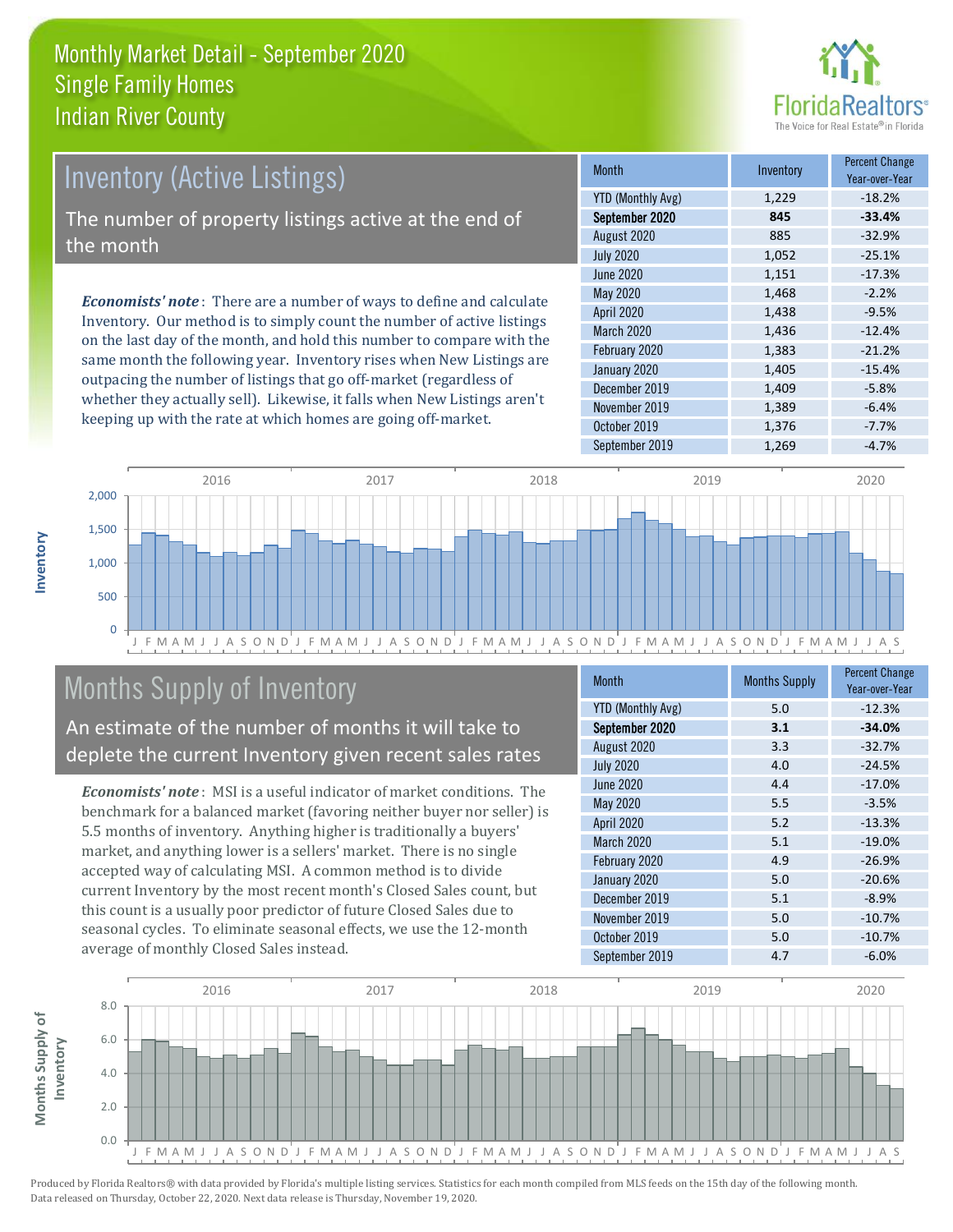# Monthly Market Detail - September 2020
## Single Family Homes
## Indian River County

FloridaRealtors® The Voice for Real Estate® in Florida

## Inventory (Active Listings)

The number of property listings active at the end of the month

***Economists' note***: There are a number of ways to define and calculate Inventory. Our method is to simply count the number of active listings on the last day of the month, and hold this number to compare with the same month the following year. Inventory rises when New Listings are outpacing the number of listings that go off-market (regardless of whether they actually sell). Likewise, it falls when New Listings aren't keeping up with the rate at which homes are going off-market.

| Month | Inventory | Percent Change Year-over-Year |
|---|---|---|
| YTD (Monthly Avg) | 1,229 | -18.2% |
| **September 2020** | **845** | **-33.4%** |
| August 2020 | 885 | -32.9% |
| July 2020 | 1,052 | -25.1% |
| June 2020 | 1,151 | -17.3% |
| May 2020 | 1,468 | -2.2% |
| April 2020 | 1,438 | -9.5% |
| March 2020 | 1,436 | -12.4% |
| February 2020 | 1,383 | -21.2% |
| January 2020 | 1,405 | -15.4% |
| December 2019 | 1,409 | -5.8% |
| November 2019 | 1,389 | -6.4% |
| October 2019 | 1,376 | -7.7% |
| September 2019 | 1,269 | -4.7% |

## Months Supply of Inventory

An estimate of the number of months it will take to deplete the current Inventory given recent sales rates

***Economists' note***: MSI is a useful indicator of market conditions. The benchmark for a balanced market (favoring neither buyer nor seller) is 5.5 months of inventory. Anything higher is traditionally a buyers' market, and anything lower is a sellers' market. There is no single accepted way of calculating MSI. A common method is to divide current Inventory by the most recent month's Closed Sales count, but this count is a usually poor predictor of future Closed Sales due to seasonal cycles. To eliminate seasonal effects, we use the 12-month average of monthly Closed Sales instead.

| Month | Months Supply | Percent Change Year-over-Year |
|---|---|---|
| YTD (Monthly Avg) | 5.0 | -12.3% |
| **September 2020** | **3.1** | **-34.0%** |
| August 2020 | 3.3 | -32.7% |
| July 2020 | 4.0 | -24.5% |
| June 2020 | 4.4 | -17.0% |
| May 2020 | 5.5 | -3.5% |
| April 2020 | 5.2 | -13.3% |
| March 2020 | 5.1 | -19.0% |
| February 2020 | 4.9 | -26.9% |
| January 2020 | 5.0 | -20.6% |
| December 2019 | 5.1 | -8.9% |
| November 2019 | 5.0 | -10.7% |
| October 2019 | 5.0 | -10.7% |
| September 2019 | 4.7 | -6.0% |

Produced by Florida Realtors® with data provided by Florida's multiple listing services. Statistics for each month compiled from MLS feeds on the 15th day of the following month. Data released on Thursday, October 22, 2020. Next data release is Thursday, November 19, 2020.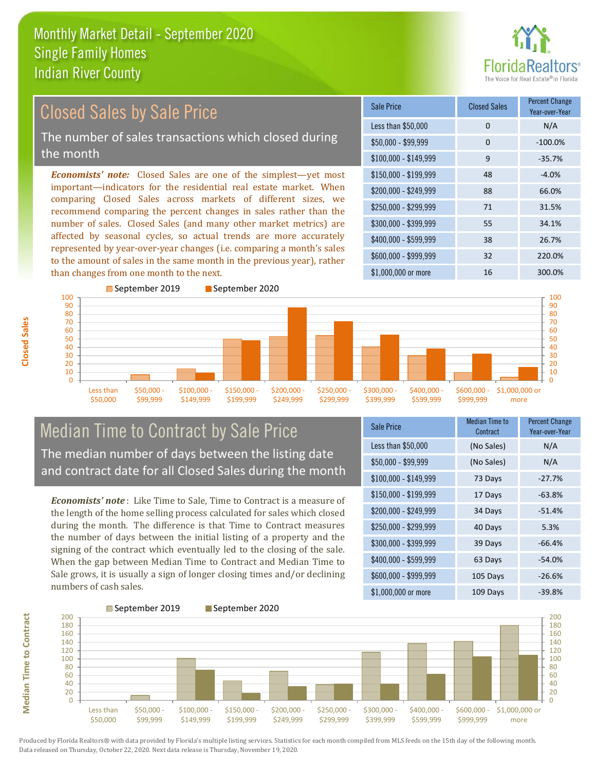# Monthly Market Detail - September 2020
## Single Family Homes
## Indian River County

## Closed Sales by Sale Price

The number of sales transactions which closed during the month

*Economists' note:* Closed Sales are one of the simplest—yet most important—indicators for the residential real estate market. When comparing Closed Sales across markets of different sizes, we recommend comparing the percent changes in sales rather than the number of sales. Closed Sales (and many other market metrics) are affected by seasonal cycles, so actual trends are more accurately represented by year-over-year changes (i.e. comparing a month's sales to the amount of sales in the same month in the previous year), rather than changes from one month to the next.

| Sale Price | Closed Sales | Percent Change Year-over-Year |
|---|---|---|
| Less than $50,000 | 0 | N/A |
| $50,000 - $99,999 | 0 | -100.0% |
| $100,000 - $149,999 | 9 | -35.7% |
| $150,000 - $199,999 | 48 | -4.0% |
| $200,000 - $249,999 | 88 | 66.0% |
| $250,000 - $299,999 | 71 | 31.5% |
| $300,000 - $399,999 | 55 | 34.1% |
| $400,000 - $599,999 | 38 | 26.7% |
| $600,000 - $999,999 | 32 | 220.0% |
| $1,000,000 or more | 16 | 300.0% |

## Median Time to Contract by Sale Price

The median number of days between the listing date and contract date for all Closed Sales during the month

*Economists' note*: Like Time to Sale, Time to Contract is a measure of the length of the home selling process calculated for sales which closed during the month. The difference is that Time to Contract measures the number of days between the initial listing of a property and the signing of the contract which eventually led to the closing of the sale. When the gap between Median Time to Contract and Median Time to Sale grows, it is usually a sign of longer closing times and/or declining numbers of cash sales.

| Sale Price | Median Time to Contract | Percent Change Year-over-Year |
|---|---|---|
| Less than $50,000 | (No Sales) | N/A |
| $50,000 - $99,999 | (No Sales) | N/A |
| $100,000 - $149,999 | 73 Days | -27.7% |
| $150,000 - $199,999 | 17 Days | -63.8% |
| $200,000 - $249,999 | 34 Days | -51.4% |
| $250,000 - $299,999 | 40 Days | 5.3% |
| $300,000 - $399,999 | 39 Days | -66.4% |
| $400,000 - $599,999 | 63 Days | -54.0% |
| $600,000 - $999,999 | 105 Days | -26.6% |
| $1,000,000 or more | 109 Days | -39.8% |

Produced by Florida Realtors® with data provided by Florida's multiple listing services. Statistics for each month compiled from MLS feeds on the 15th day of the following month. Data released on Thursday, October 22, 2020. Next data release is Thursday, November 19, 2020.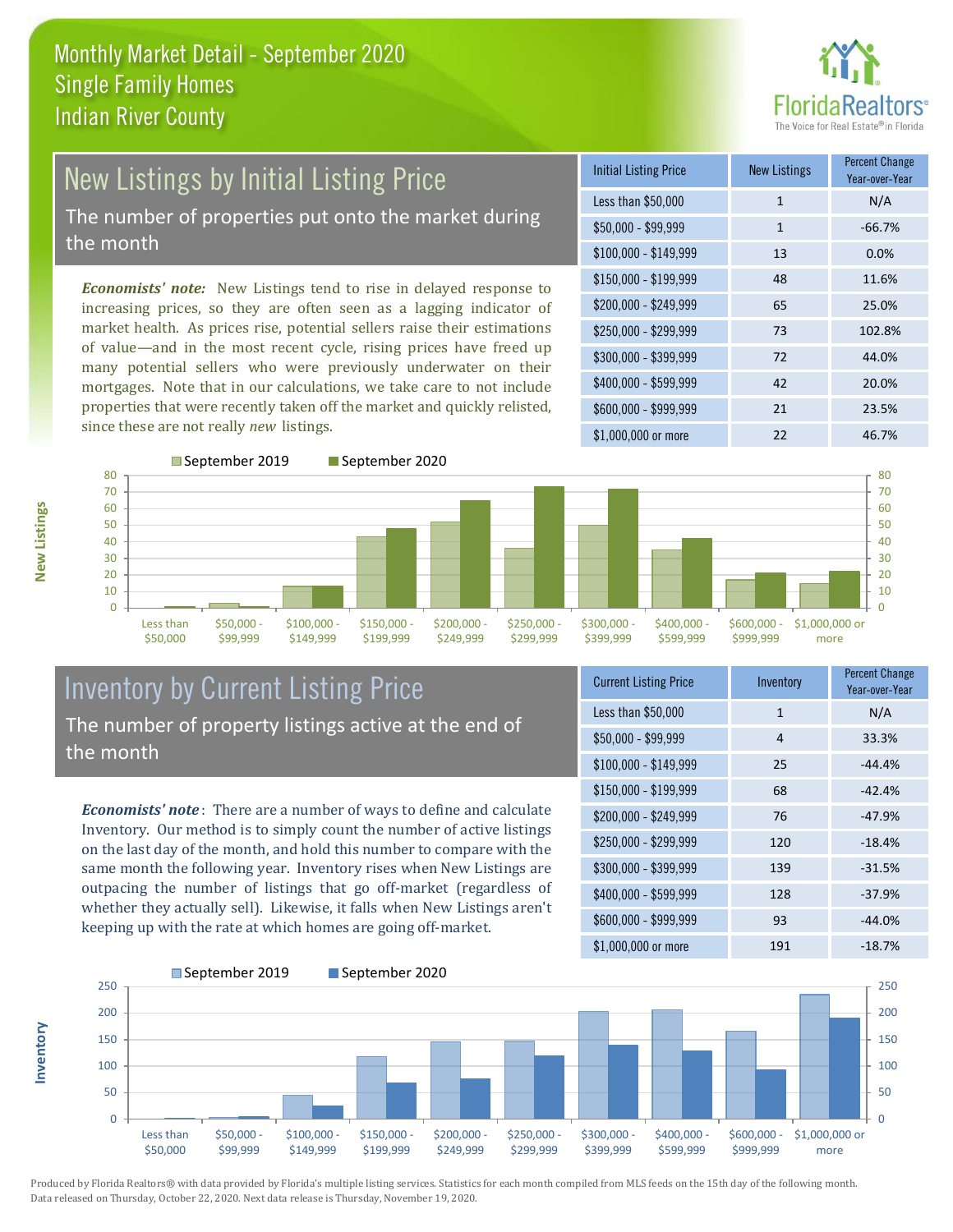# Monthly Market Detail - September 2020
## Single Family Homes
## Indian River County

## New Listings by Initial Listing Price

The number of properties put onto the market during the month

***Economists' note:*** New Listings tend to rise in delayed response to increasing prices, so they are often seen as a lagging indicator of market health. As prices rise, potential sellers raise their estimations of value—and in the most recent cycle, rising prices have freed up many potential sellers who were previously underwater on their mortgages. Note that in our calculations, we take care to not include properties that were recently taken off the market and quickly relisted, since these are not really *new* listings.

| Initial Listing Price | New Listings | Percent Change Year-over-Year |
|---|---|---|
| Less than $50,000 | 1 | N/A |
| $50,000 - $99,999 | 1 | -66.7% |
| $100,000 - $149,999 | 13 | 0.0% |
| $150,000 - $199,999 | 48 | 11.6% |
| $200,000 - $249,999 | 65 | 25.0% |
| $250,000 - $299,999 | 73 | 102.8% |
| $300,000 - $399,999 | 72 | 44.0% |
| $400,000 - $599,999 | 42 | 20.0% |
| $600,000 - $999,999 | 21 | 23.5% |
| $1,000,000 or more | 22 | 46.7% |

## Inventory by Current Listing Price

The number of property listings active at the end of the month

***Economists' note*:** There are a number of ways to define and calculate Inventory. Our method is to simply count the number of active listings on the last day of the month, and hold this number to compare with the same month the following year. Inventory rises when New Listings are outpacing the number of listings that go off-market (regardless of whether they actually sell). Likewise, it falls when New Listings aren't keeping up with the rate at which homes are going off-market.

| Current Listing Price | Inventory | Percent Change Year-over-Year |
|---|---|---|
| Less than $50,000 | 1 | N/A |
| $50,000 - $99,999 | 4 | 33.3% |
| $100,000 - $149,999 | 25 | -44.4% |
| $150,000 - $199,999 | 68 | -42.4% |
| $200,000 - $249,999 | 76 | -47.9% |
| $250,000 - $299,999 | 120 | -18.4% |
| $300,000 - $399,999 | 139 | -31.5% |
| $400,000 - $599,999 | 128 | -37.9% |
| $600,000 - $999,999 | 93 | -44.0% |
| $1,000,000 or more | 191 | -18.7% |

Produced by Florida Realtors® with data provided by Florida's multiple listing services. Statistics for each month compiled from MLS feeds on the 15th day of the following month. Data released on Thursday, October 22, 2020. Next data release is Thursday, November 19, 2020.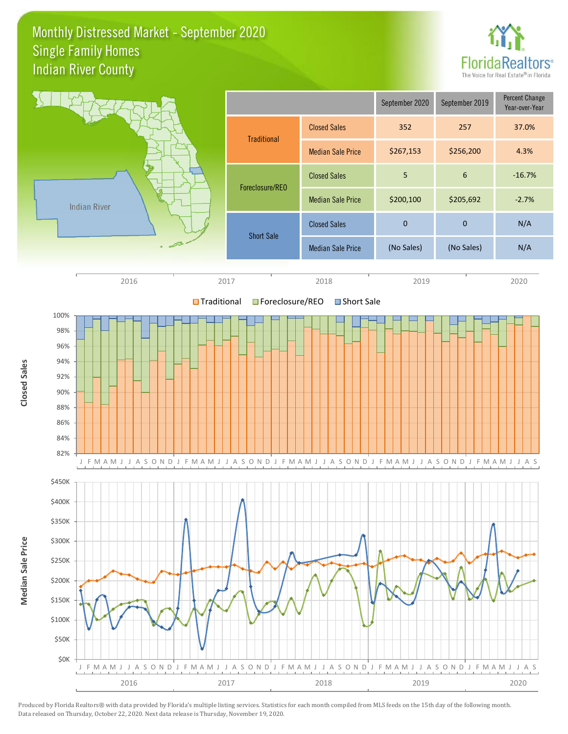# Monthly Distressed Market - September 2020
## Single Family Homes
## Indian River County

FloridaRealtors®
The Voice for Real Estate® in Florida

Indian River

| | | September 2020 | September 2019 | Percent Change Year-over-Year |
|---|---|---|---|---|
| Traditional | Closed Sales | 352 | 257 | 37.0% |
| | Median Sale Price | $267,153 | $256,200 | 4.3% |
| Foreclosure/REO | Closed Sales | 5 | 6 | -16.7% |
| | Median Sale Price | $200,100 | $205,692 | -2.7% |
| Short Sale | Closed Sales | 0 | 0 | N/A |
| | Median Sale Price | (No Sales) | (No Sales) | N/A |

2016 2017 2018 2019 2020

Traditional Foreclosure/REO Short Sale

Closed Sales

100% 98% 96% 94% 92% 90% 88% 86% 84% 82%

J F M A M J J A S O N D J F M A M J J A S O N D J F M A M J J A S O N D J F M A M J J A S O N D J F M A M J J A S

Median Sale Price

$450K $400K $350K $300K $250K $200K $150K $100K $50K $0K

J F M A M J J A S O N D J F M A M J J A S O N D J F M A M J J A S O N D J F M A M J J A S O N D J F M A M J J A S

2016 2017 2018 2019 2020

Produced by Florida Realtors® with data provided by Florida's multiple listing services. Statistics for each month compiled from MLS feeds on the 15th day of the following month. Data released on Thursday, October 22, 2020. Next data release is Thursday, November 19, 2020.